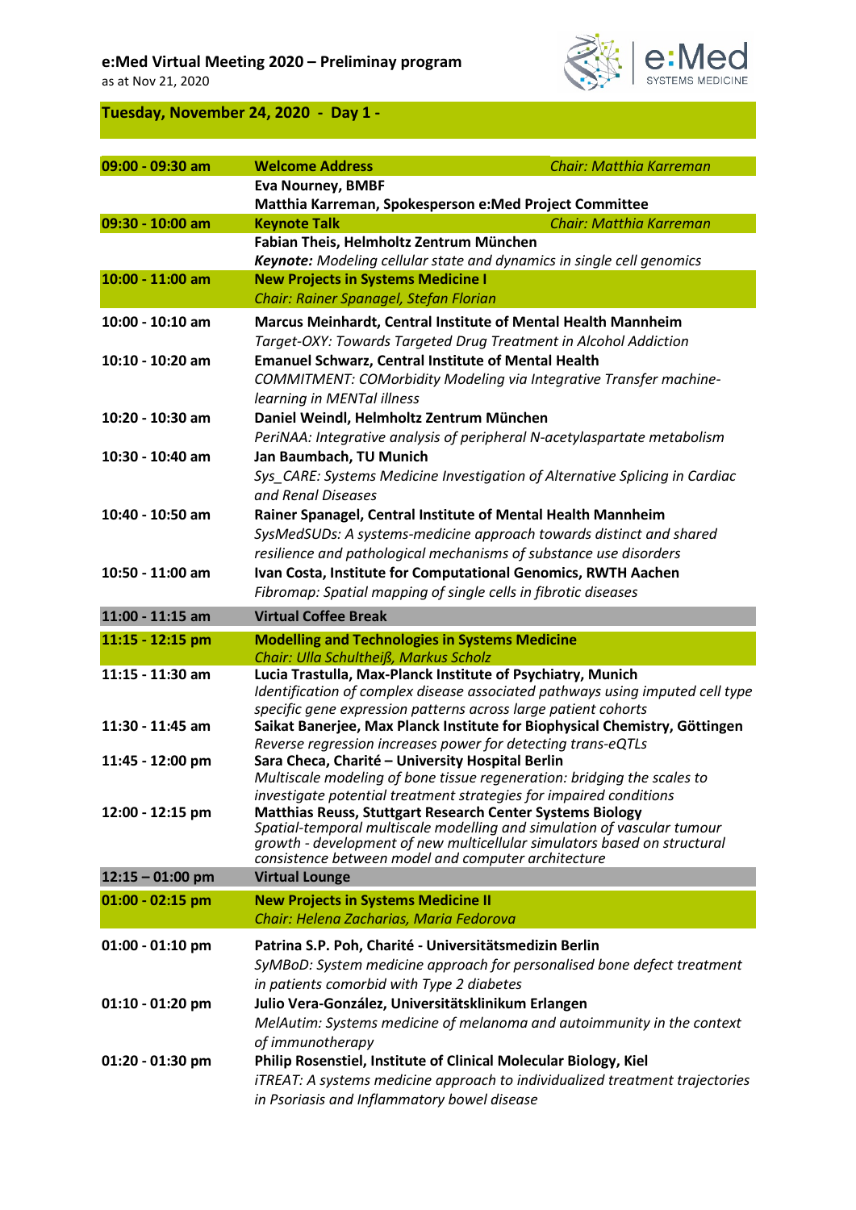**e:Med Virtual Meeting 2020 – Preliminay program**

as at Nov 21, 2020

## Tuesday, November 24, 2020 - Day 1 -

| Time | Program |
|---|---|
| **09:00 - 09:30 am** | **Welcome Address** *Chair: Matthia Karreman* |
| | **Eva Nourney, BMBF** |
| | **Matthia Karreman, Spokesperson e:Med Project Committee** |
| **09:30 - 10:00 am** | **Keynote Talk** *Chair: Matthia Karreman* |
| | **Fabian Theis, Helmholtz Zentrum München** |
| | ***Keynote:*** *Modeling cellular state and dynamics in single cell genomics* |
| **10:00 - 11:00 am** | **New Projects in Systems Medicine I** |
| | *Chair: Rainer Spanagel, Stefan Florian* |
| 10:00 - 10:10 am | **Marcus Meinhardt, Central Institute of Mental Health Mannheim** |
| | *Target-OXY: Towards Targeted Drug Treatment in Alcohol Addiction* |
| 10:10 - 10:20 am | **Emanuel Schwarz, Central Institute of Mental Health** |
| | *COMMITMENT: COMorbidity Modeling via Integrative Transfer machine-learning in MENTal illness* |
| 10:20 - 10:30 am | **Daniel Weindl, Helmholtz Zentrum München** |
| | *PeriNAA: Integrative analysis of peripheral N-acetylaspartate metabolism* |
| 10:30 - 10:40 am | **Jan Baumbach, TU Munich** |
| | *Sys_CARE: Systems Medicine Investigation of Alternative Splicing in Cardiac and Renal Diseases* |
| 10:40 - 10:50 am | **Rainer Spanagel, Central Institute of Mental Health Mannheim** |
| | *SysMedSUDs: A systems-medicine approach towards distinct and shared resilience and pathological mechanisms of substance use disorders* |
| 10:50 - 11:00 am | **Ivan Costa, Institute for Computational Genomics, RWTH Aachen** |
| | *Fibromap: Spatial mapping of single cells in fibrotic diseases* |
| **11:00 - 11:15 am** | **Virtual Coffee Break** |
| **11:15 - 12:15 pm** | **Modelling and Technologies in Systems Medicine** |
| | *Chair: Ulla Schultheiß, Markus Scholz* |
| 11:15 - 11:30 am | **Lucia Trastulla, Max-Planck Institute of Psychiatry, Munich** |
| | *Identification of complex disease associated pathways using imputed cell type specific gene expression patterns across large patient cohorts* |
| 11:30 - 11:45 am | **Saikat Banerjee, Max Planck Institute for Biophysical Chemistry, Göttingen** |
| | *Reverse regression increases power for detecting trans-eQTLs* |
| 11:45 - 12:00 pm | **Sara Checa, Charité – University Hospital Berlin** |
| | *Multiscale modeling of bone tissue regeneration: bridging the scales to investigate potential treatment strategies for impaired conditions* |
| 12:00 - 12:15 pm | **Matthias Reuss, Stuttgart Research Center Systems Biology** |
| | *Spatial-temporal multiscale modelling and simulation of vascular tumour growth - development of new multicellular simulators based on structural consistence between model and computer architecture* |
| **12:15 – 01:00 pm** | **Virtual Lounge** |
| **01:00 - 02:15 pm** | **New Projects in Systems Medicine II** |
| | *Chair: Helena Zacharias, Maria Fedorova* |
| 01:00 - 01:10 pm | **Patrina S.P. Poh, Charité - Universitätsmedizin Berlin** |
| | *SyMBoD: System medicine approach for personalised bone defect treatment in patients comorbid with Type 2 diabetes* |
| 01:10 - 01:20 pm | **Julio Vera-González, Universitätsklinikum Erlangen** |
| | *MelAutim: Systems medicine of melanoma and autoimmunity in the context of immunotherapy* |
| 01:20 - 01:30 pm | **Philip Rosenstiel, Institute of Clinical Molecular Biology, Kiel** |
| | *iTREAT: A systems medicine approach to individualized treatment trajectories in Psoriasis and Inflammatory bowel disease* |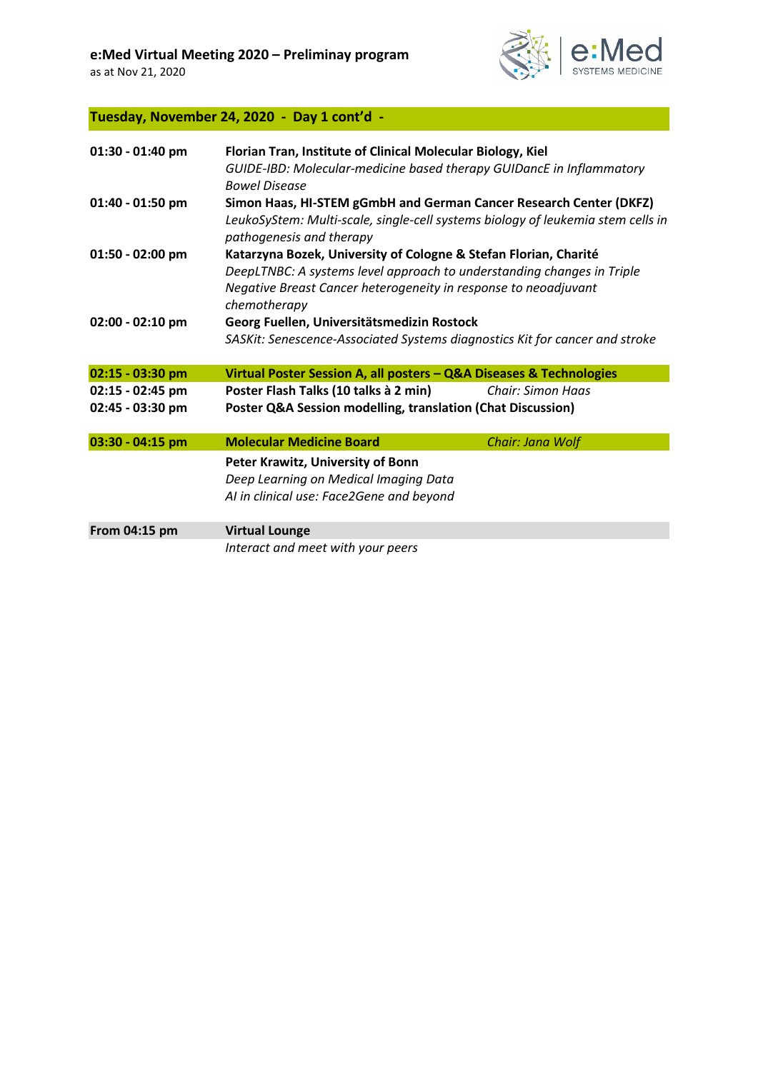## e:Med Virtual Meeting 2020 – Preliminay program

as at Nov 21, 2020

### Tuesday, November 24, 2020 - Day 1 cont'd -

| | |
|---|---|
| **01:30 - 01:40 pm** | **Florian Tran, Institute of Clinical Molecular Biology, Kiel**<br>*GUIDE-IBD: Molecular-medicine based therapy GUIDancE in Inflammatory Bowel Disease* |
| **01:40 - 01:50 pm** | **Simon Haas, HI-STEM gGmbH and German Cancer Research Center (DKFZ)**<br>*LeukoSyStem: Multi-scale, single-cell systems biology of leukemia stem cells in pathogenesis and therapy* |
| **01:50 - 02:00 pm** | **Katarzyna Bozek, University of Cologne & Stefan Florian, Charité**<br>*DeepLTNBC: A systems level approach to understanding changes in Triple Negative Breast Cancer heterogeneity in response to neoadjuvant chemotherapy* |
| **02:00 - 02:10 pm** | **Georg Fuellen, Universitätsmedizin Rostock**<br>*SASKit: Senescence-Associated Systems diagnostics Kit for cancer and stroke* |

| | | |
|---|---|---|
| **02:15 - 03:30 pm** | **Virtual Poster Session A, all posters – Q&A Diseases & Technologies** | |
| **02:15 - 02:45 pm** | **Poster Flash Talks (10 talks à 2 min)** | *Chair: Simon Haas* |
| **02:45 - 03:30 pm** | **Poster Q&A Session modelling, translation (Chat Discussion)** | |

| | | |
|---|---|---|
| **03:30 - 04:15 pm** | **Molecular Medicine Board** | *Chair: Jana Wolf* |
| | **Peter Krawitz, University of Bonn**<br>*Deep Learning on Medical Imaging Data*<br>*AI in clinical use: Face2Gene and beyond* | |

| | |
|---|---|
| **From 04:15 pm** | **Virtual Lounge**<br>*Interact and meet with your peers* |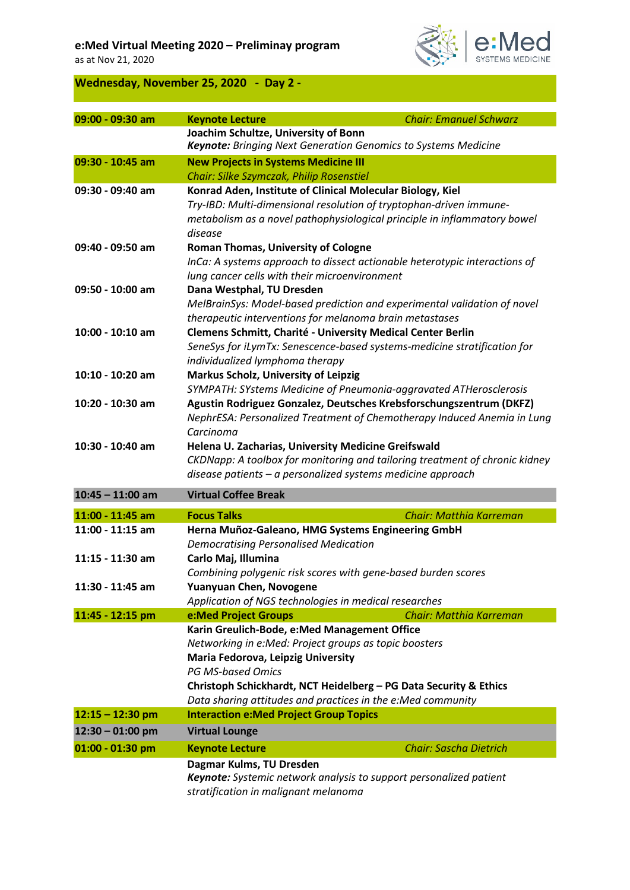# e:Med Virtual Meeting 2020 – Preliminay program

as at Nov 21, 2020

## Wednesday, November 25, 2020 - Day 2 -

| Time | Session |
|---|---|
| **09:00 - 09:30 am** | **Keynote Lecture** *Chair: Emanuel Schwarz* |
| | **Joachim Schultze, University of Bonn**<br>***Keynote:*** *Bringing Next Generation Genomics to Systems Medicine* |
| **09:30 - 10:45 am** | **New Projects in Systems Medicine III**<br>*Chair: Silke Szymczak, Philip Rosenstiel* |
| **09:30 - 09:40 am** | **Konrad Aden, Institute of Clinical Molecular Biology, Kiel**<br>*Try-IBD: Multi-dimensional resolution of tryptophan-driven immune-metabolism as a novel pathophysiological principle in inflammatory bowel disease* |
| **09:40 - 09:50 am** | **Roman Thomas, University of Cologne**<br>*InCa: A systems approach to dissect actionable heterotypic interactions of lung cancer cells with their microenvironment* |
| **09:50 - 10:00 am** | **Dana Westphal, TU Dresden**<br>*MelBrainSys: Model-based prediction and experimental validation of novel therapeutic interventions for melanoma brain metastases* |
| **10:00 - 10:10 am** | **Clemens Schmitt, Charité - University Medical Center Berlin**<br>*SeneSys for iLymTx: Senescence-based systems-medicine stratification for individualized lymphoma therapy* |
| **10:10 - 10:20 am** | **Markus Scholz, University of Leipzig**<br>*SYMPATH: SYstems Medicine of Pneumonia-aggravated ATHerosclerosis* |
| **10:20 - 10:30 am** | **Agustin Rodriguez Gonzalez, Deutsches Krebsforschungszentrum (DKFZ)**<br>*NephrESA: Personalized Treatment of Chemotherapy Induced Anemia in Lung Carcinoma* |
| **10:30 - 10:40 am** | **Helena U. Zacharias, University Medicine Greifswald**<br>*CKDNapp: A toolbox for monitoring and tailoring treatment of chronic kidney disease patients – a personalized systems medicine approach* |
| **10:45 – 11:00 am** | **Virtual Coffee Break** |
| **11:00 - 11:45 am** | **Focus Talks** *Chair: Matthia Karreman* |
| **11:00 - 11:15 am** | **Herna Muñoz-Galeano, HMG Systems Engineering GmbH**<br>*Democratising Personalised Medication* |
| **11:15 - 11:30 am** | **Carlo Maj, Illumina**<br>*Combining polygenic risk scores with gene-based burden scores* |
| **11:30 - 11:45 am** | **Yuanyuan Chen, Novogene**<br>*Application of NGS technologies in medical researches* |
| **11:45 - 12:15 pm** | **e:Med Project Groups** *Chair: Matthia Karreman* |
| | **Karin Greulich-Bode, e:Med Management Office**<br>*Networking in e:Med: Project groups as topic boosters*<br>**Maria Fedorova, Leipzig University**<br>*PG MS-based Omics*<br>**Christoph Schickhardt, NCT Heidelberg – PG Data Security & Ethics**<br>*Data sharing attitudes and practices in the e:Med community* |
| **12:15 – 12:30 pm** | **Interaction e:Med Project Group Topics** |
| **12:30 – 01:00 pm** | **Virtual Lounge** |
| **01:00 - 01:30 pm** | **Keynote Lecture** *Chair: Sascha Dietrich* |
| | **Dagmar Kulms, TU Dresden**<br>***Keynote:*** *Systemic network analysis to support personalized patient stratification in malignant melanoma* |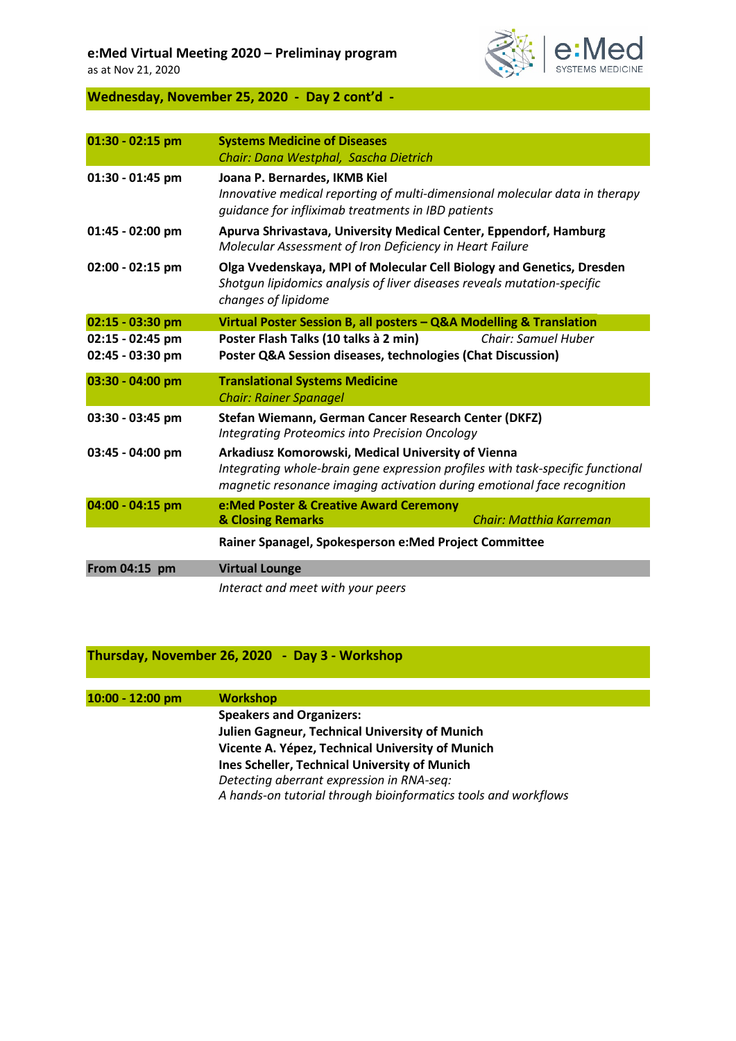**e:Med Virtual Meeting 2020 – Preliminay program**
as at Nov 21, 2020

## Wednesday, November 25, 2020 - Day 2 cont'd -

| | |
|---|---|
| **01:30 - 02:15 pm** | **Systems Medicine of Diseases**<br>*Chair: Dana Westphal, Sascha Dietrich* |
| **01:30 - 01:45 pm** | **Joana P. Bernardes, IKMB Kiel**<br>*Innovative medical reporting of multi-dimensional molecular data in therapy guidance for infliximab treatments in IBD patients* |
| **01:45 - 02:00 pm** | **Apurva Shrivastava, University Medical Center, Eppendorf, Hamburg**<br>*Molecular Assessment of Iron Deficiency in Heart Failure* |
| **02:00 - 02:15 pm** | **Olga Vvedenskaya, MPI of Molecular Cell Biology and Genetics, Dresden**<br>*Shotgun lipidomics analysis of liver diseases reveals mutation-specific changes of lipidome* |
| **02:15 - 03:30 pm** | **Virtual Poster Session B, all posters – Q&A Modelling & Translation** |
| **02:15 - 02:45 pm** | **Poster Flash Talks (10 talks à 2 min)** *Chair: Samuel Huber* |
| **02:45 - 03:30 pm** | **Poster Q&A Session diseases, technologies (Chat Discussion)** |
| **03:30 - 04:00 pm** | **Translational Systems Medicine**<br>*Chair: Rainer Spanagel* |
| **03:30 - 03:45 pm** | **Stefan Wiemann, German Cancer Research Center (DKFZ)**<br>*Integrating Proteomics into Precision Oncology* |
| **03:45 - 04:00 pm** | **Arkadiusz Komorowski, Medical University of Vienna**<br>*Integrating whole-brain gene expression profiles with task-specific functional magnetic resonance imaging activation during emotional face recognition* |
| **04:00 - 04:15 pm** | **e:Med Poster & Creative Award Ceremony & Closing Remarks** *Chair: Matthia Karreman* |
| | **Rainer Spanagel, Spokesperson e:Med Project Committee** |
| **From 04:15 pm** | **Virtual Lounge** |
| | *Interact and meet with your peers* |

## Thursday, November 26, 2020 - Day 3 - Workshop

| | |
|---|---|
| **10:00 - 12:00 pm** | **Workshop** |
| | **Speakers and Organizers:**<br>**Julien Gagneur, Technical University of Munich**<br>**Vicente A. Yépez, Technical University of Munich**<br>**Ines Scheller, Technical University of Munich**<br>*Detecting aberrant expression in RNA-seq:*<br>*A hands-on tutorial through bioinformatics tools and workflows* |